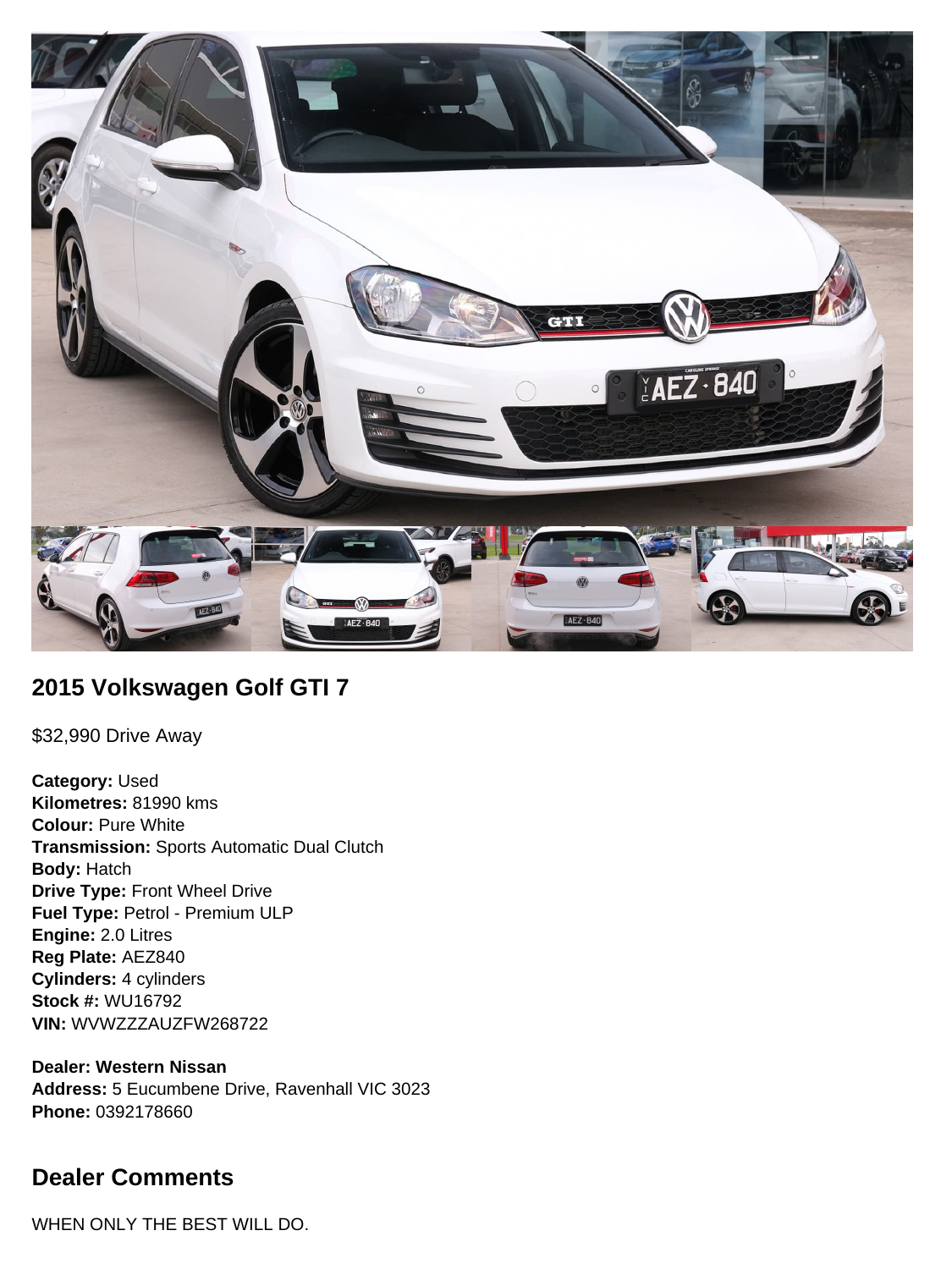## 2015 Volkswagen Golf GTI 7

$32,990 Drive Away

**Category:** Used
**Kilometres:** 81990 kms
**Colour:** Pure White
**Transmission:** Sports Automatic Dual Clutch
**Body:** Hatch
**Drive Type:** Front Wheel Drive
**Fuel Type:** Petrol - Premium ULP
**Engine:** 2.0 Litres
**Reg Plate:** AEZ840
**Cylinders:** 4 cylinders
**Stock #:** WU16792
**VIN:** WVWZZZAUZFW268722

**Dealer: Western Nissan**
**Address:** 5 Eucumbene Drive, Ravenhall VIC 3023
**Phone:** 0392178660

## Dealer Comments

WHEN ONLY THE BEST WILL DO.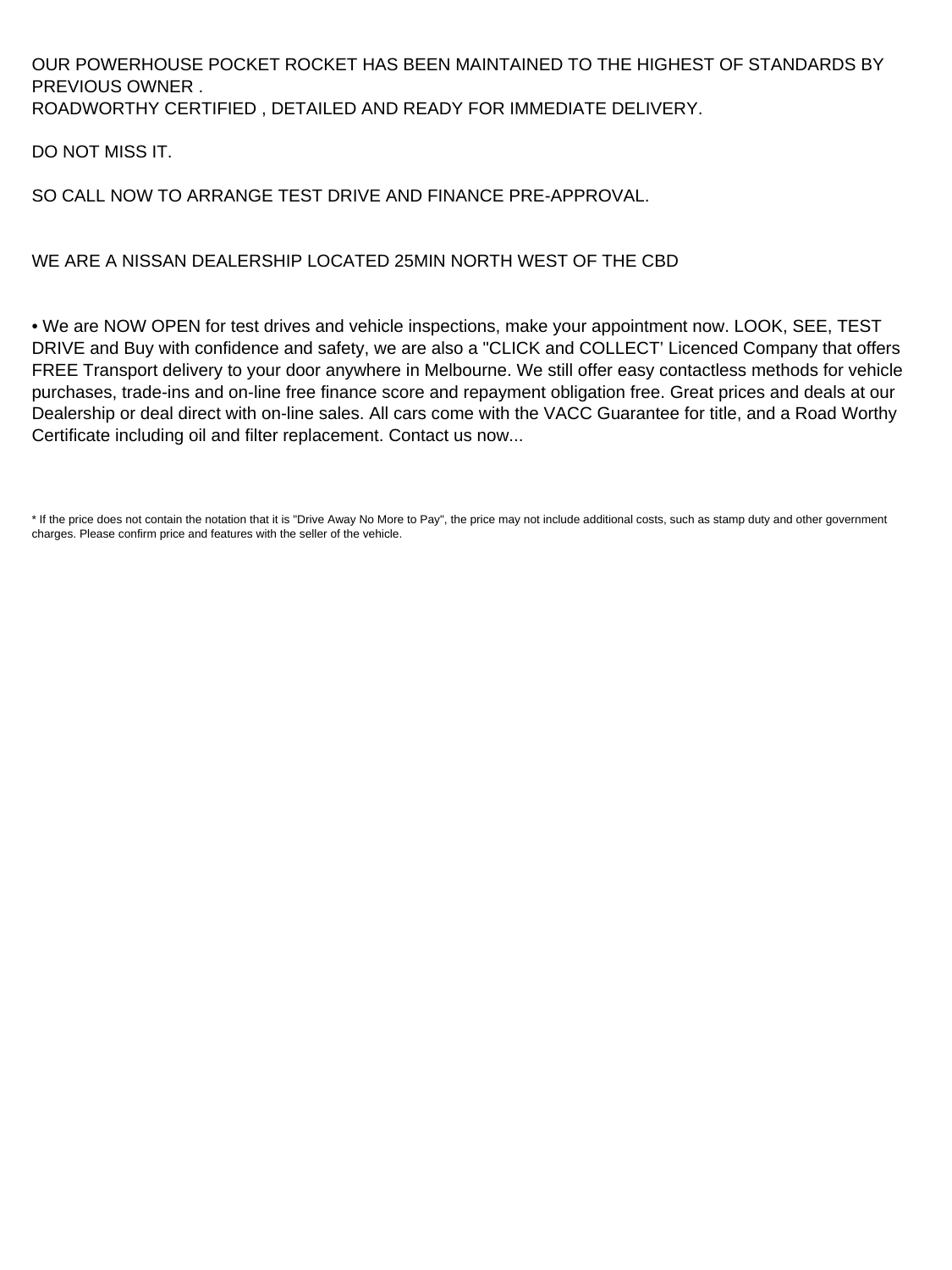OUR POWERHOUSE POCKET ROCKET HAS BEEN MAINTAINED TO THE HIGHEST OF STANDARDS BY PREVIOUS OWNER .
ROADWORTHY CERTIFIED , DETAILED AND READY FOR IMMEDIATE DELIVERY.

DO NOT MISS IT.

SO CALL NOW TO ARRANGE TEST DRIVE AND FINANCE PRE-APPROVAL.

WE ARE A NISSAN DEALERSHIP LOCATED 25MIN NORTH WEST OF THE CBD

• We are NOW OPEN for test drives and vehicle inspections, make your appointment now. LOOK, SEE, TEST DRIVE and Buy with confidence and safety, we are also a "CLICK and COLLECT' Licenced Company that offers FREE Transport delivery to your door anywhere in Melbourne. We still offer easy contactless methods for vehicle purchases, trade-ins and on-line free finance score and repayment obligation free. Great prices and deals at our Dealership or deal direct with on-line sales. All cars come with the VACC Guarantee for title, and a Road Worthy Certificate including oil and filter replacement. Contact us now...

* If the price does not contain the notation that it is "Drive Away No More to Pay", the price may not include additional costs, such as stamp duty and other government charges. Please confirm price and features with the seller of the vehicle.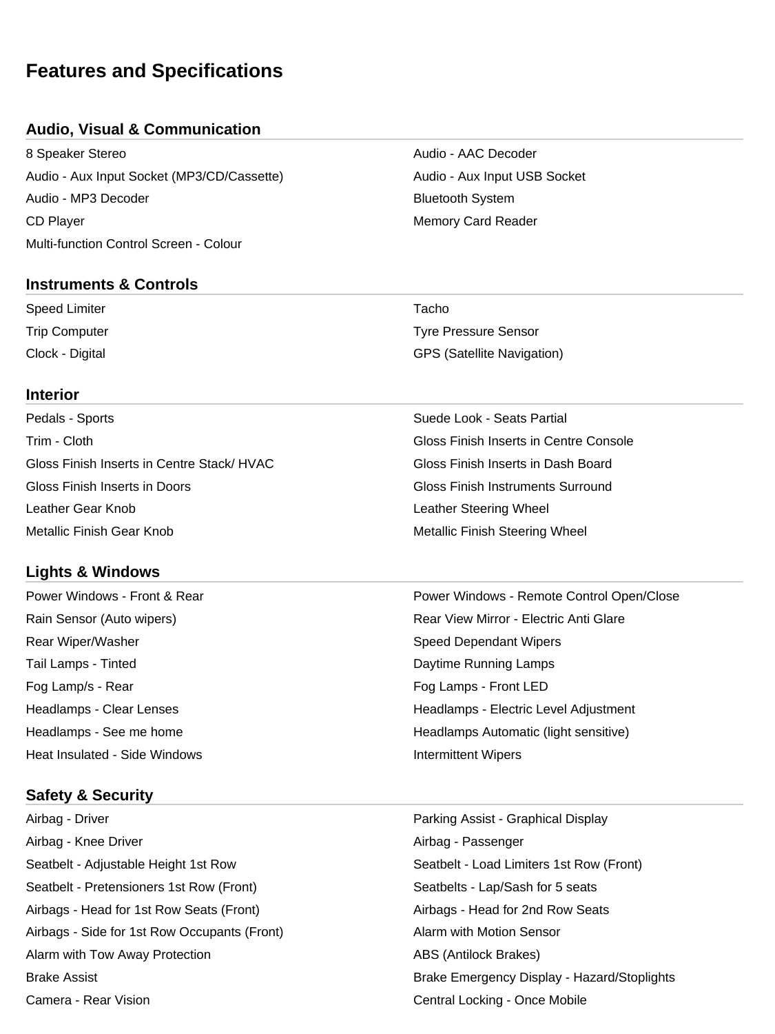# Features and Specifications

## Audio, Visual & Communication

- 8 Speaker Stereo
- Audio - AAC Decoder
- Audio - Aux Input Socket (MP3/CD/Cassette)
- Audio - Aux Input USB Socket
- Audio - MP3 Decoder
- Bluetooth System
- CD Player
- Memory Card Reader
- Multi-function Control Screen - Colour

## Instruments & Controls

- Speed Limiter
- Tacho
- Trip Computer
- Tyre Pressure Sensor
- Clock - Digital
- GPS (Satellite Navigation)

## Interior

- Pedals - Sports
- Suede Look - Seats Partial
- Trim - Cloth
- Gloss Finish Inserts in Centre Console
- Gloss Finish Inserts in Centre Stack/ HVAC
- Gloss Finish Inserts in Dash Board
- Gloss Finish Inserts in Doors
- Gloss Finish Instruments Surround
- Leather Gear Knob
- Leather Steering Wheel
- Metallic Finish Gear Knob
- Metallic Finish Steering Wheel

## Lights & Windows

- Power Windows - Front & Rear
- Power Windows - Remote Control Open/Close
- Rain Sensor (Auto wipers)
- Rear View Mirror - Electric Anti Glare
- Rear Wiper/Washer
- Speed Dependant Wipers
- Tail Lamps - Tinted
- Daytime Running Lamps
- Fog Lamp/s - Rear
- Fog Lamps - Front LED
- Headlamps - Clear Lenses
- Headlamps - Electric Level Adjustment
- Headlamps - See me home
- Headlamps Automatic (light sensitive)
- Heat Insulated - Side Windows
- Intermittent Wipers

## Safety & Security

- Airbag - Driver
- Parking Assist - Graphical Display
- Airbag - Knee Driver
- Airbag - Passenger
- Seatbelt - Adjustable Height 1st Row
- Seatbelt - Load Limiters 1st Row (Front)
- Seatbelt - Pretensioners 1st Row (Front)
- Seatbelts - Lap/Sash for 5 seats
- Airbags - Head for 1st Row Seats (Front)
- Airbags - Head for 2nd Row Seats
- Airbags - Side for 1st Row Occupants (Front)
- Alarm with Motion Sensor
- Alarm with Tow Away Protection
- ABS (Antilock Brakes)
- Brake Assist
- Brake Emergency Display - Hazard/Stoplights
- Camera - Rear Vision
- Central Locking - Once Mobile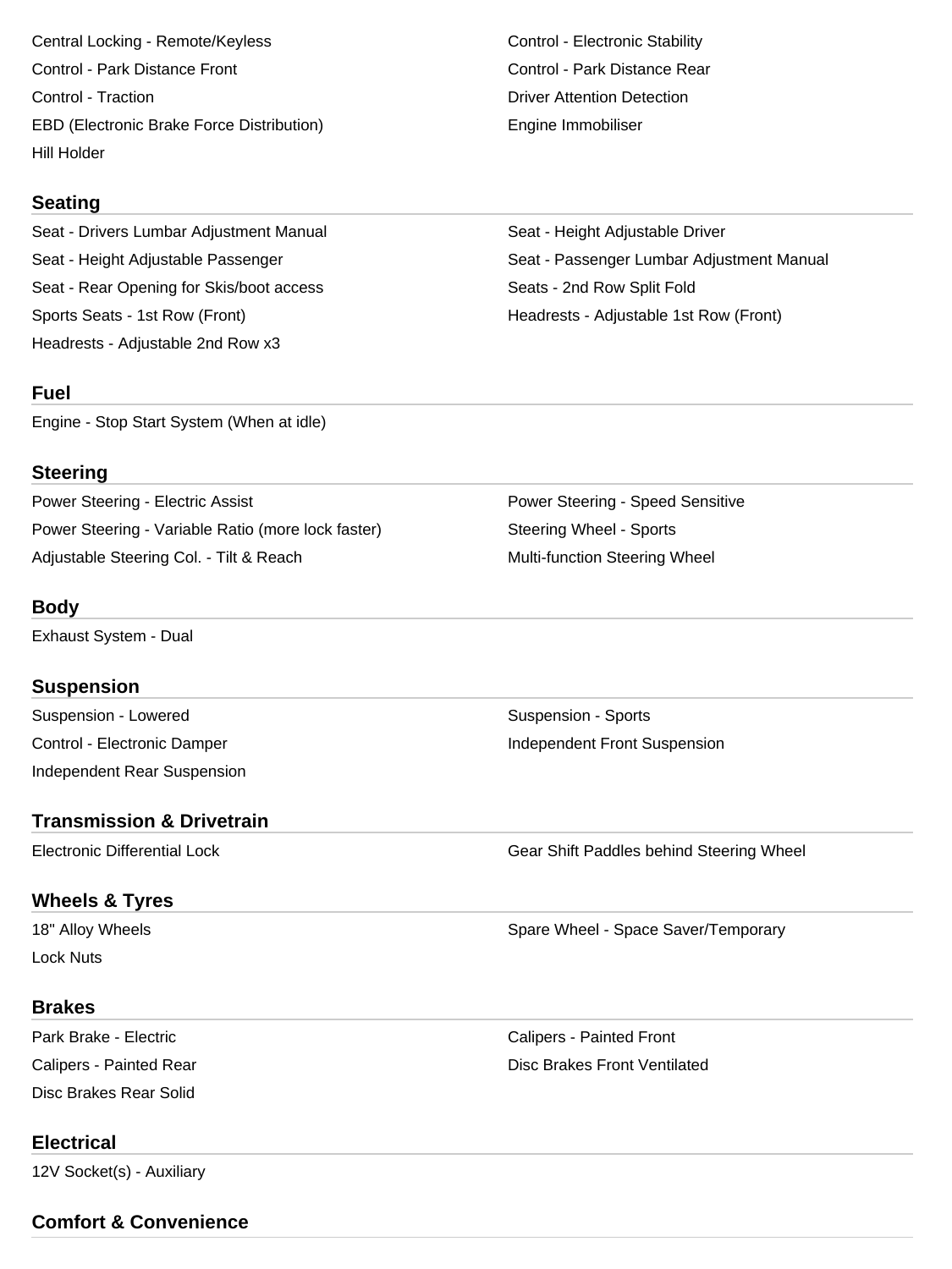- Central Locking - Remote/Keyless
- Control - Electronic Stability
- Control - Park Distance Front
- Control - Park Distance Rear
- Control - Traction
- Driver Attention Detection
- EBD (Electronic Brake Force Distribution)
- Engine Immobiliser
- Hill Holder

## Seating

- Seat - Drivers Lumbar Adjustment Manual
- Seat - Height Adjustable Driver
- Seat - Height Adjustable Passenger
- Seat - Passenger Lumbar Adjustment Manual
- Seat - Rear Opening for Skis/boot access
- Seats - 2nd Row Split Fold
- Sports Seats - 1st Row (Front)
- Headrests - Adjustable 1st Row (Front)
- Headrests - Adjustable 2nd Row x3

## Fuel

- Engine - Stop Start System (When at idle)

## Steering

- Power Steering - Electric Assist
- Power Steering - Speed Sensitive
- Power Steering - Variable Ratio (more lock faster)
- Steering Wheel - Sports
- Adjustable Steering Col. - Tilt & Reach
- Multi-function Steering Wheel

## Body

- Exhaust System - Dual

## Suspension

- Suspension - Lowered
- Suspension - Sports
- Control - Electronic Damper
- Independent Front Suspension
- Independent Rear Suspension

## Transmission & Drivetrain

- Electronic Differential Lock
- Gear Shift Paddles behind Steering Wheel

## Wheels & Tyres

- 18" Alloy Wheels
- Spare Wheel - Space Saver/Temporary
- Lock Nuts

## Brakes

- Park Brake - Electric
- Calipers - Painted Front
- Calipers - Painted Rear
- Disc Brakes Front Ventilated
- Disc Brakes Rear Solid

## Electrical

- 12V Socket(s) - Auxiliary

## Comfort & Convenience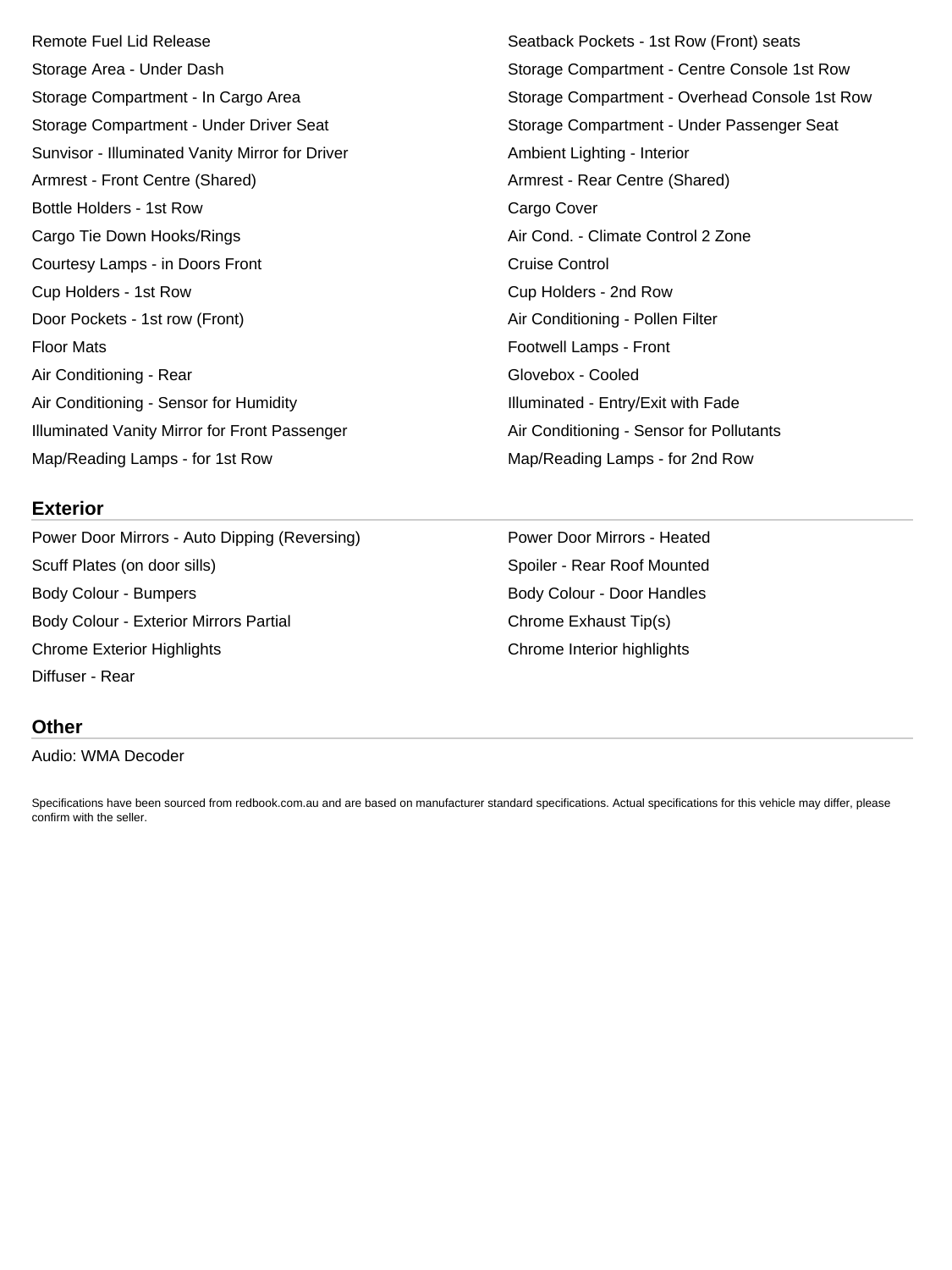- Remote Fuel Lid Release
- Seatback Pockets - 1st Row (Front) seats
- Storage Area - Under Dash
- Storage Compartment - Centre Console 1st Row
- Storage Compartment - In Cargo Area
- Storage Compartment - Overhead Console 1st Row
- Storage Compartment - Under Driver Seat
- Storage Compartment - Under Passenger Seat
- Sunvisor - Illuminated Vanity Mirror for Driver
- Ambient Lighting - Interior
- Armrest - Front Centre (Shared)
- Armrest - Rear Centre (Shared)
- Bottle Holders - 1st Row
- Cargo Cover
- Cargo Tie Down Hooks/Rings
- Air Cond. - Climate Control 2 Zone
- Courtesy Lamps - in Doors Front
- Cruise Control
- Cup Holders - 1st Row
- Cup Holders - 2nd Row
- Door Pockets - 1st row (Front)
- Air Conditioning - Pollen Filter
- Floor Mats
- Footwell Lamps - Front
- Air Conditioning - Rear
- Glovebox - Cooled
- Air Conditioning - Sensor for Humidity
- Illuminated - Entry/Exit with Fade
- Illuminated Vanity Mirror for Front Passenger
- Air Conditioning - Sensor for Pollutants
- Map/Reading Lamps - for 1st Row
- Map/Reading Lamps - for 2nd Row

## Exterior

- Power Door Mirrors - Auto Dipping (Reversing)
- Power Door Mirrors - Heated
- Scuff Plates (on door sills)
- Spoiler - Rear Roof Mounted
- Body Colour - Bumpers
- Body Colour - Door Handles
- Body Colour - Exterior Mirrors Partial
- Chrome Exhaust Tip(s)
- Chrome Exterior Highlights
- Chrome Interior highlights
- Diffuser - Rear

## Other

- Audio: WMA Decoder

Specifications have been sourced from redbook.com.au and are based on manufacturer standard specifications. Actual specifications for this vehicle may differ, please confirm with the seller.